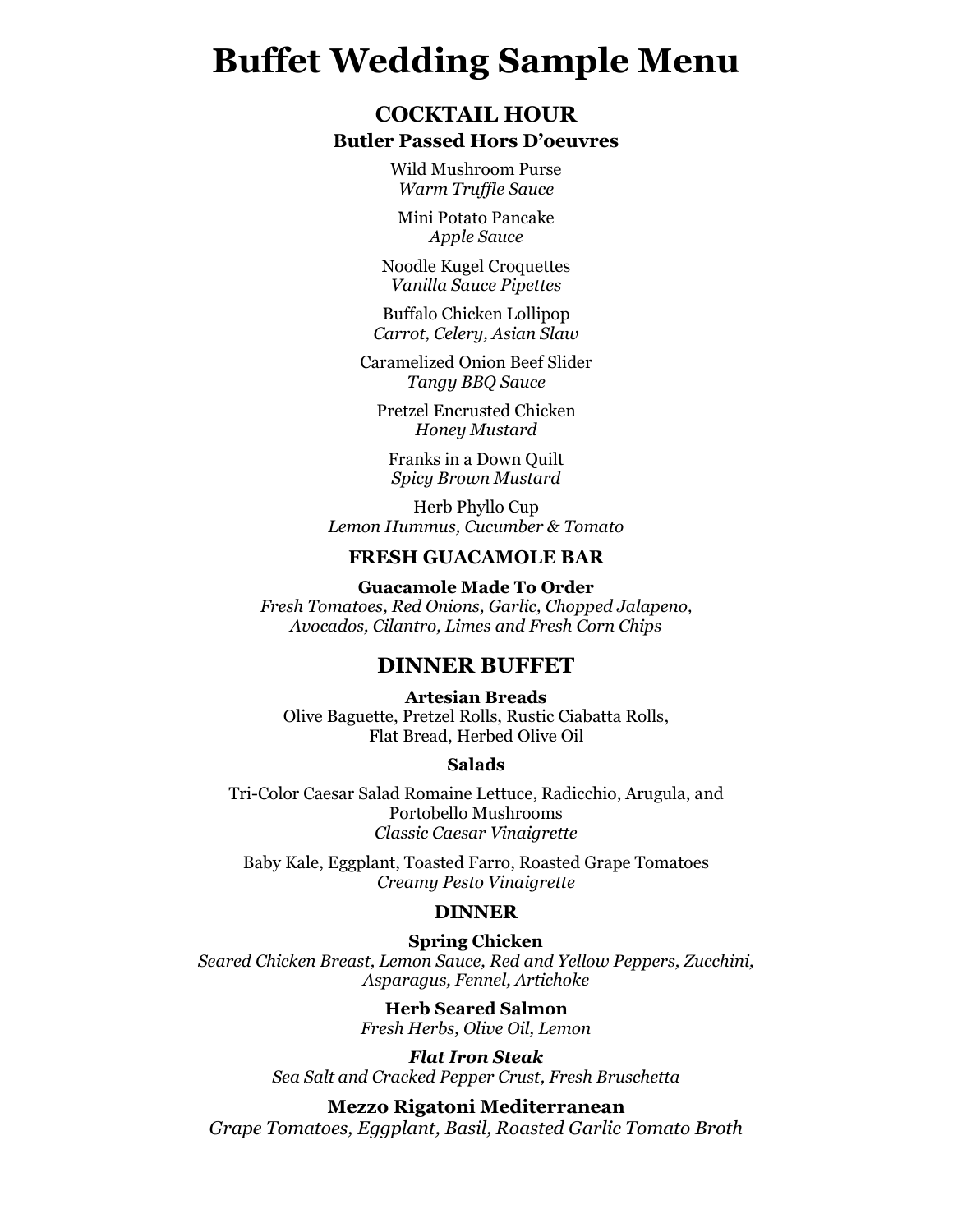# Buffet Wedding Sample Menu

## COCKTAIL HOUR

### Butler Passed Hors D'oeuvres

Wild Mushroom Purse
*Warm Truffle Sauce*

Mini Potato Pancake
*Apple Sauce*

Noodle Kugel Croquettes
*Vanilla Sauce Pipettes*

Buffalo Chicken Lollipop
*Carrot, Celery, Asian Slaw*

Caramelized Onion Beef Slider
*Tangy BBQ Sauce*

Pretzel Encrusted Chicken
*Honey Mustard*

Franks in a Down Quilt
*Spicy Brown Mustard*

Herb Phyllo Cup
*Lemon Hummus, Cucumber & Tomato*

### FRESH GUACAMOLE BAR

**Guacamole Made To Order**
*Fresh Tomatoes, Red Onions, Garlic, Chopped Jalapeno, Avocados, Cilantro, Limes and Fresh Corn Chips*

## DINNER BUFFET

**Artesian Breads**
Olive Baguette, Pretzel Rolls, Rustic Ciabatta Rolls, Flat Bread, Herbed Olive Oil

### Salads

Tri-Color Caesar Salad Romaine Lettuce, Radicchio, Arugula, and Portobello Mushrooms
*Classic Caesar Vinaigrette*

Baby Kale, Eggplant, Toasted Farro, Roasted Grape Tomatoes
*Creamy Pesto Vinaigrette*

### DINNER

**Spring Chicken**
*Seared Chicken Breast, Lemon Sauce, Red and Yellow Peppers, Zucchini, Asparagus, Fennel, Artichoke*

**Herb Seared Salmon**
*Fresh Herbs, Olive Oil, Lemon*

***Flat Iron Steak***
*Sea Salt and Cracked Pepper Crust, Fresh Bruschetta*

**Mezzo Rigatoni Mediterranean**
*Grape Tomatoes, Eggplant, Basil, Roasted Garlic Tomato Broth*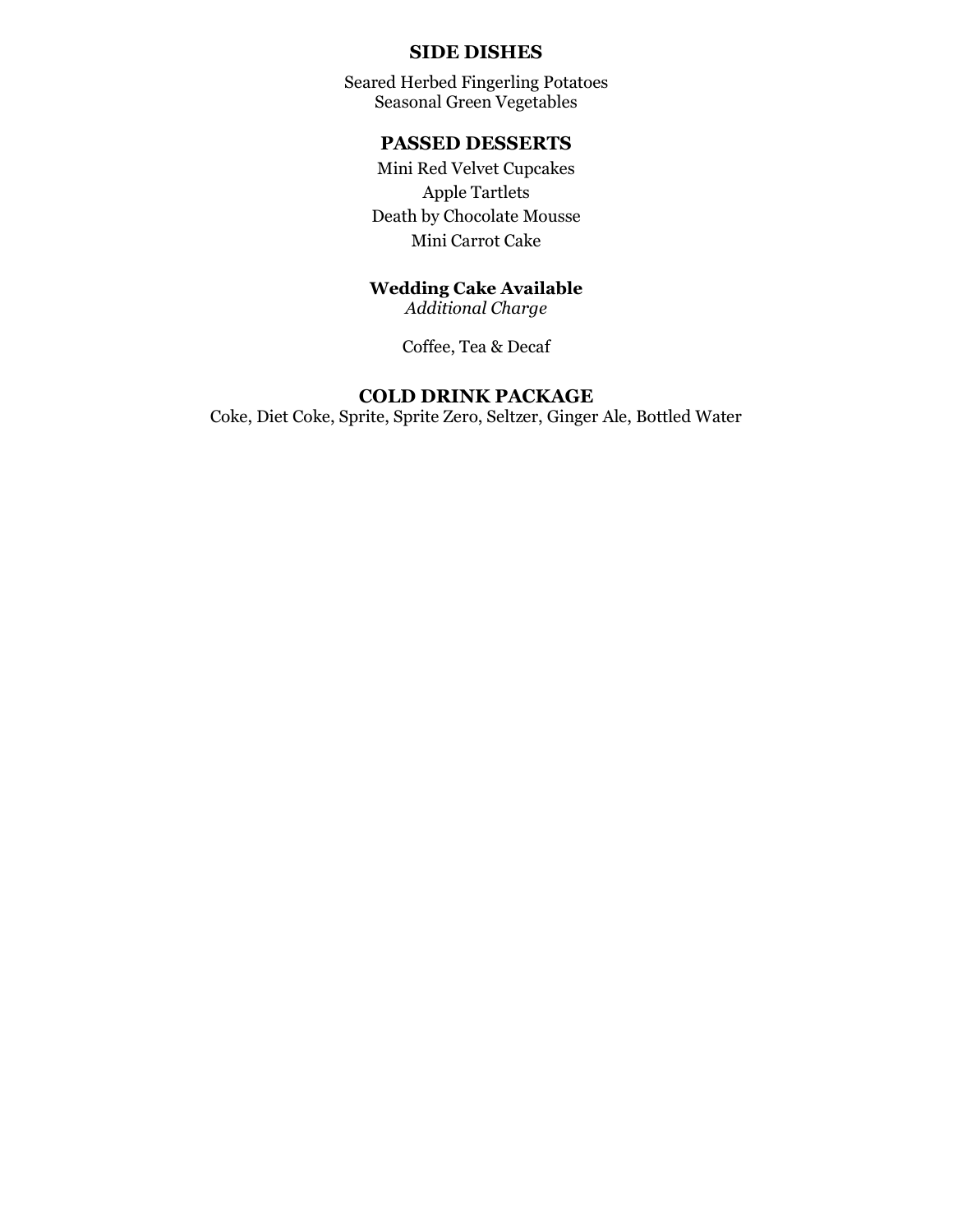## SIDE DISHES

Seared Herbed Fingerling Potatoes
Seasonal Green Vegetables

## PASSED DESSERTS

Mini Red Velvet Cupcakes
Apple Tartlets
Death by Chocolate Mousse
Mini Carrot Cake

**Wedding Cake Available**
*Additional Charge*

Coffee, Tea & Decaf

## COLD DRINK PACKAGE

Coke, Diet Coke, Sprite, Sprite Zero, Seltzer, Ginger Ale, Bottled Water